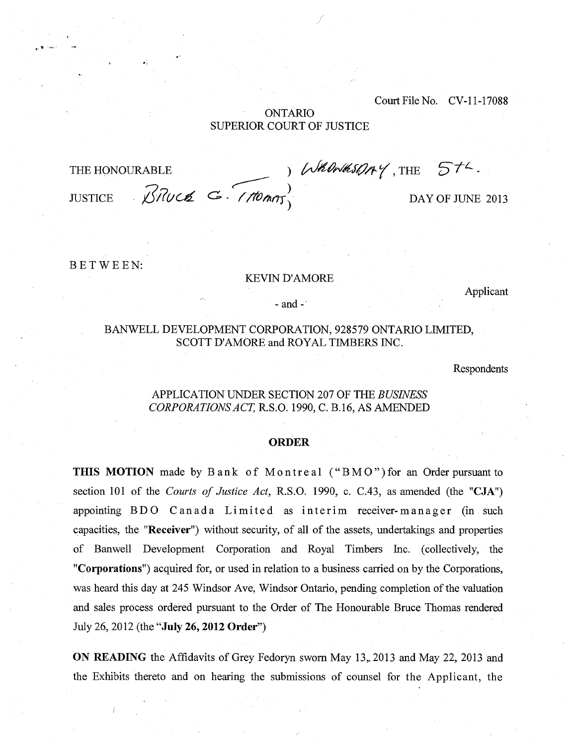Court File No. CV-11-17088

ONTARIO
SUPERIOR COURT OF JUSTICE

THE HONOURABLE ) WEDNESDAY, THE 5th.

JUSTICE BRUCE G. THOMAS ) DAY OF JUNE 2013

BETWEEN:

KEVIN D'AMORE

Applicant

- and -

BANWELL DEVELOPMENT CORPORATION, 928579 ONTARIO LIMITED, SCOTT D'AMORE and ROYAL TIMBERS INC.

Respondents

APPLICATION UNDER SECTION 207 OF THE *BUSINESS CORPORATIONS ACT,* R.S.O. 1990, C. B.16, AS AMENDED

## ORDER

**THIS MOTION** made by Bank of Montreal ("BMO") for an Order pursuant to section 101 of the *Courts of Justice Act*, R.S.O. 1990, c. C.43, as amended (the "**CJA**") appointing BDO Canada Limited as interim receiver-manager (in such capacities, the "**Receiver**") without security, of all of the assets, undertakings and properties of Banwell Development Corporation and Royal Timbers Inc. (collectively, the "**Corporations**") acquired for, or used in relation to a business carried on by the Corporations, was heard this day at 245 Windsor Ave, Windsor Ontario, pending completion of the valuation and sales process ordered pursuant to the Order of The Honourable Bruce Thomas rendered July 26, 2012 (the "**July 26, 2012 Order**")

**ON READING** the Affidavits of Grey Fedoryn sworn May 13, 2013 and May 22, 2013 and the Exhibits thereto and on hearing the submissions of counsel for the Applicant, the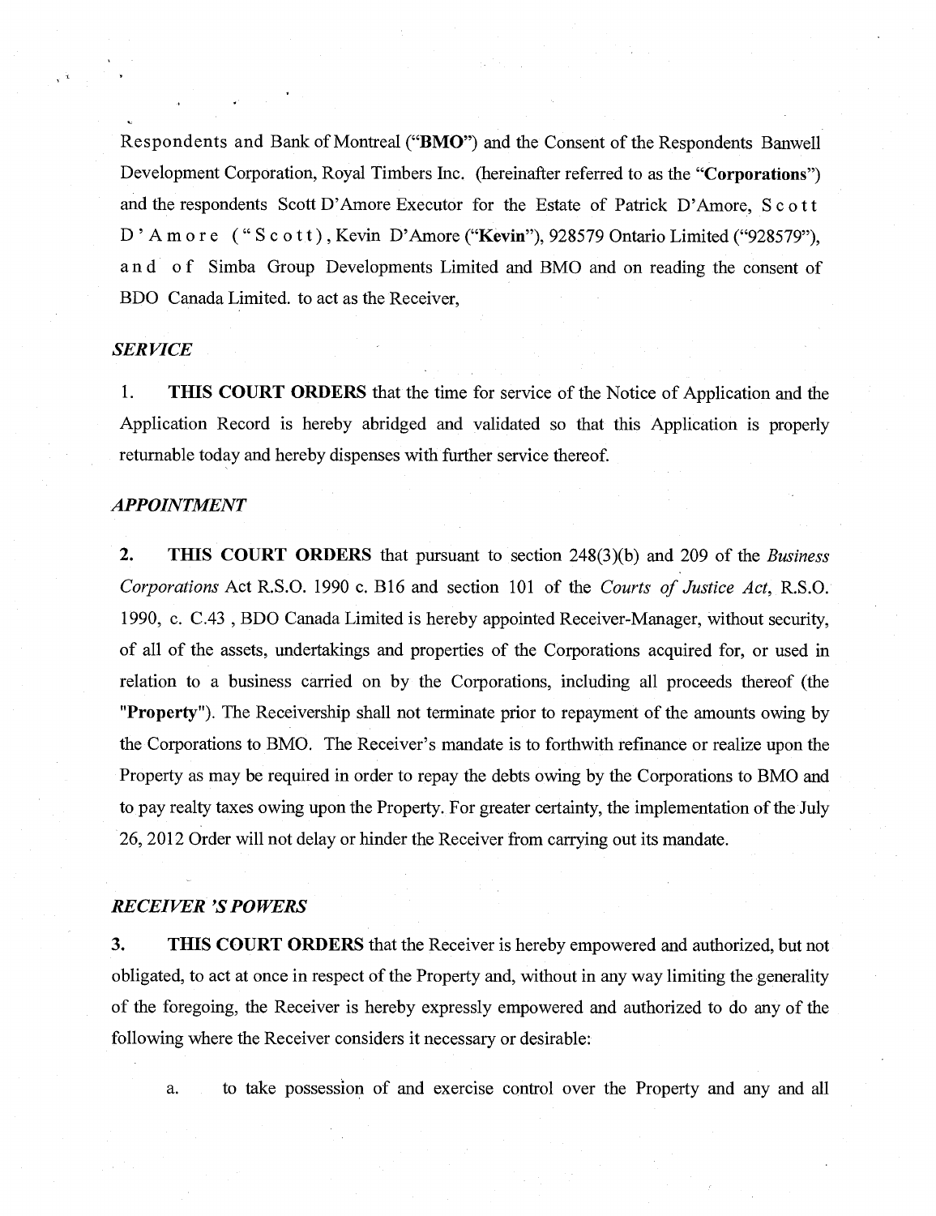Respondents and Bank of Montreal ("**BMO**") and the Consent of the Respondents Banwell Development Corporation, Royal Timbers Inc. (hereinafter referred to as the "**Corporations**") and the respondents Scott D'Amore Executor for the Estate of Patrick D'Amore, Scott D'Amore ("Scott), Kevin D'Amore ("**Kevin**"), 928579 Ontario Limited ("928579"), and of Simba Group Developments Limited and BMO and on reading the consent of BDO Canada Limited. to act as the Receiver,

### *SERVICE*

1. **THIS COURT ORDERS** that the time for service of the Notice of Application and the Application Record is hereby abridged and validated so that this Application is properly returnable today and hereby dispenses with further service thereof.

### *APPOINTMENT*

2. **THIS COURT ORDERS** that pursuant to section 248(3)(b) and 209 of the *Business Corporations* Act R.S.O. 1990 c. B16 and section 101 of the *Courts of Justice Act*, R.S.O. 1990, c. C.43 , BDO Canada Limited is hereby appointed Receiver-Manager, without security, of all of the assets, undertakings and properties of the Corporations acquired for, or used in relation to a business carried on by the Corporations, including all proceeds thereof (the "**Property**"). The Receivership shall not terminate prior to repayment of the amounts owing by the Corporations to BMO. The Receiver's mandate is to forthwith refinance or realize upon the Property as may be required in order to repay the debts owing by the Corporations to BMO and to pay realty taxes owing upon the Property. For greater certainty, the implementation of the July 26, 2012 Order will not delay or hinder the Receiver from carrying out its mandate.

### *RECEIVER 'S POWERS*

3. **THIS COURT ORDERS** that the Receiver is hereby empowered and authorized, but not obligated, to act at once in respect of the Property and, without in any way limiting the generality of the foregoing, the Receiver is hereby expressly empowered and authorized to do any of the following where the Receiver considers it necessary or desirable:

   a. to take possession of and exercise control over the Property and any and all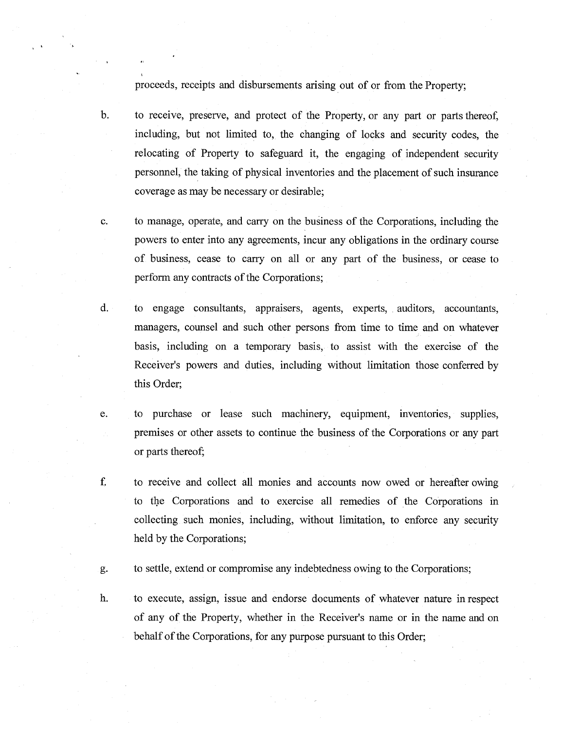proceeds, receipts and disbursements arising out of or from the Property;

b. to receive, preserve, and protect of the Property, or any part or parts thereof, including, but not limited to, the changing of locks and security codes, the relocating of Property to safeguard it, the engaging of independent security personnel, the taking of physical inventories and the placement of such insurance coverage as may be necessary or desirable;

c. to manage, operate, and carry on the business of the Corporations, including the powers to enter into any agreements, incur any obligations in the ordinary course of business, cease to carry on all or any part of the business, or cease to perform any contracts of the Corporations;

d. to engage consultants, appraisers, agents, experts, auditors, accountants, managers, counsel and such other persons from time to time and on whatever basis, including on a temporary basis, to assist with the exercise of the Receiver's powers and duties, including without limitation those conferred by this Order;

e. to purchase or lease such machinery, equipment, inventories, supplies, premises or other assets to continue the business of the Corporations or any part or parts thereof;

f. to receive and collect all monies and accounts now owed or hereafter owing to the Corporations and to exercise all remedies of the Corporations in collecting such monies, including, without limitation, to enforce any security held by the Corporations;

g. to settle, extend or compromise any indebtedness owing to the Corporations;

h. to execute, assign, issue and endorse documents of whatever nature in respect of any of the Property, whether in the Receiver's name or in the name and on behalf of the Corporations, for any purpose pursuant to this Order;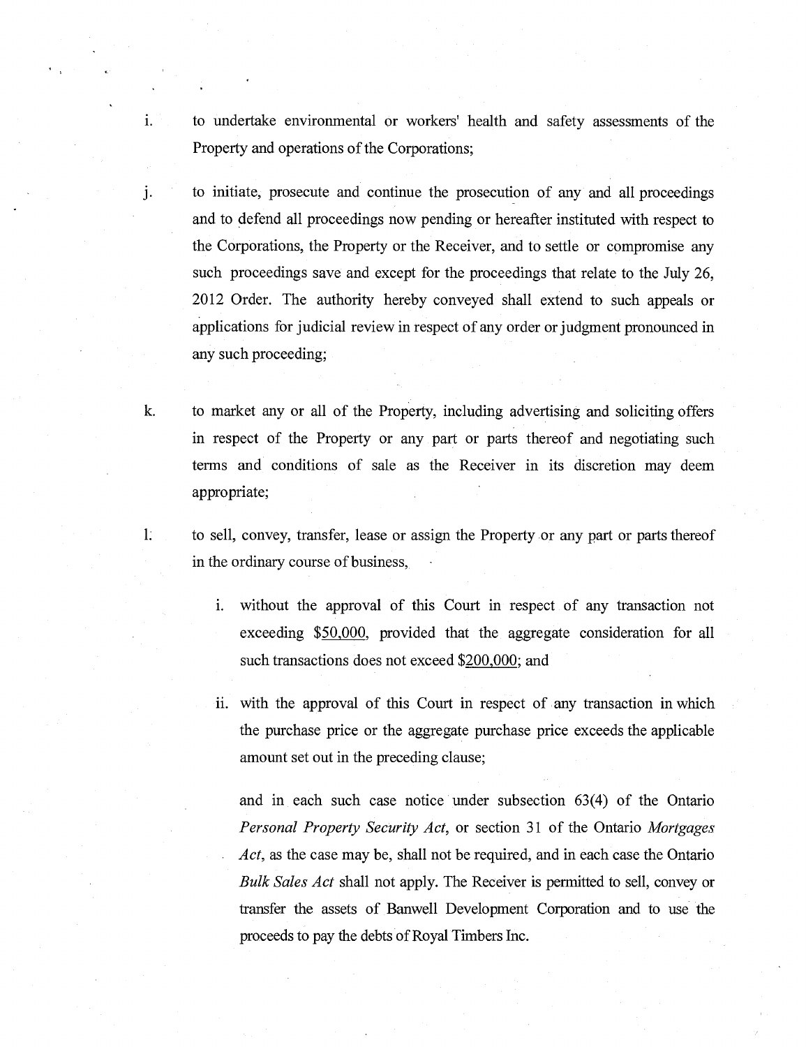i. to undertake environmental or workers' health and safety assessments of the Property and operations of the Corporations;

j. to initiate, prosecute and continue the prosecution of any and all proceedings and to defend all proceedings now pending or hereafter instituted with respect to the Corporations, the Property or the Receiver, and to settle or compromise any such proceedings save and except for the proceedings that relate to the July 26, 2012 Order. The authority hereby conveyed shall extend to such appeals or applications for judicial review in respect of any order or judgment pronounced in any such proceeding;

k. to market any or all of the Property, including advertising and soliciting offers in respect of the Property or any part or parts thereof and negotiating such terms and conditions of sale as the Receiver in its discretion may deem appropriate;

l. to sell, convey, transfer, lease or assign the Property or any part or parts thereof in the ordinary course of business,

   i. without the approval of this Court in respect of any transaction not exceeding $50,000, provided that the aggregate consideration for all such transactions does not exceed $200,000; and

   ii. with the approval of this Court in respect of any transaction in which the purchase price or the aggregate purchase price exceeds the applicable amount set out in the preceding clause;

   and in each such case notice under subsection 63(4) of the Ontario *Personal Property Security Act*, or section 31 of the Ontario *Mortgages Act*, as the case may be, shall not be required, and in each case the Ontario *Bulk Sales Act* shall not apply. The Receiver is permitted to sell, convey or transfer the assets of Banwell Development Corporation and to use the proceeds to pay the debts of Royal Timbers Inc.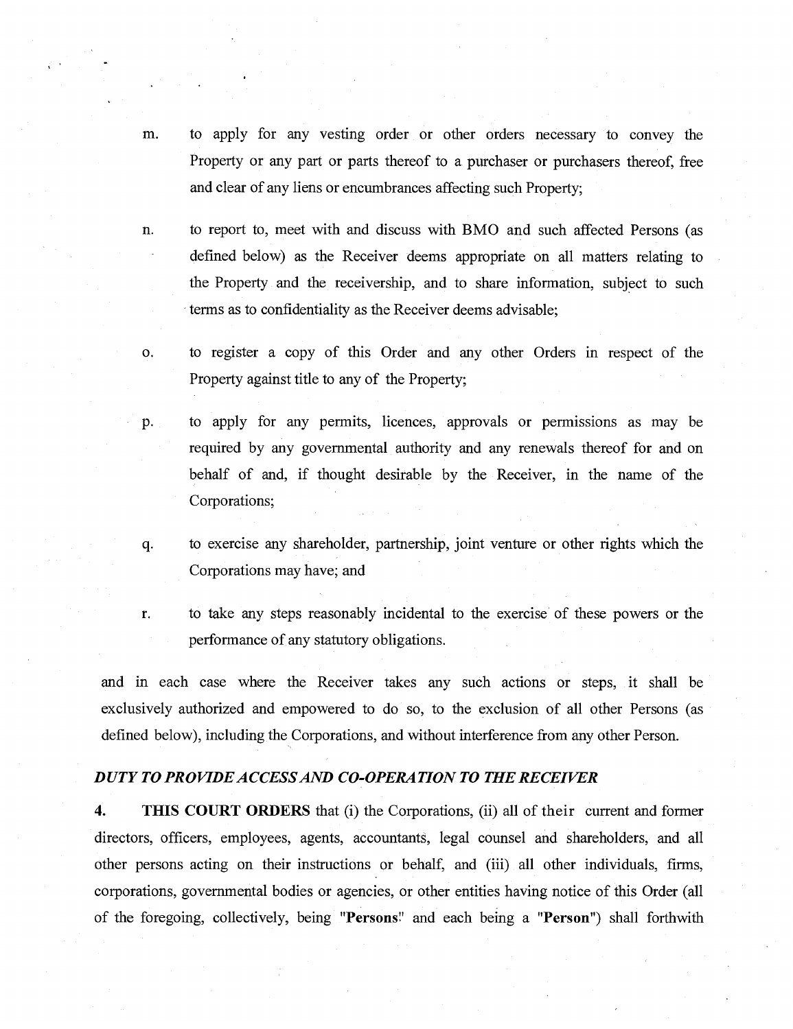m. to apply for any vesting order or other orders necessary to convey the Property or any part or parts thereof to a purchaser or purchasers thereof, free and clear of any liens or encumbrances affecting such Property;

n. to report to, meet with and discuss with BMO and such affected Persons (as defined below) as the Receiver deems appropriate on all matters relating to the Property and the receivership, and to share information, subject to such terms as to confidentiality as the Receiver deems advisable;

o. to register a copy of this Order and any other Orders in respect of the Property against title to any of the Property;

p. to apply for any permits, licences, approvals or permissions as may be required by any governmental authority and any renewals thereof for and on behalf of and, if thought desirable by the Receiver, in the name of the Corporations;

q. to exercise any shareholder, partnership, joint venture or other rights which the Corporations may have; and

r. to take any steps reasonably incidental to the exercise of these powers or the performance of any statutory obligations.

and in each case where the Receiver takes any such actions or steps, it shall be exclusively authorized and empowered to do so, to the exclusion of all other Persons (as defined below), including the Corporations, and without interference from any other Person.

***DUTY TO PROVIDE ACCESS AND CO-OPERATION TO THE RECEIVER***

4. **THIS COURT ORDERS** that (i) the Corporations, (ii) all of their current and former directors, officers, employees, agents, accountants, legal counsel and shareholders, and all other persons acting on their instructions or behalf, and (iii) all other individuals, firms, corporations, governmental bodies or agencies, or other entities having notice of this Order (all of the foregoing, collectively, being "**Persons**" and each being a "**Person**") shall forthwith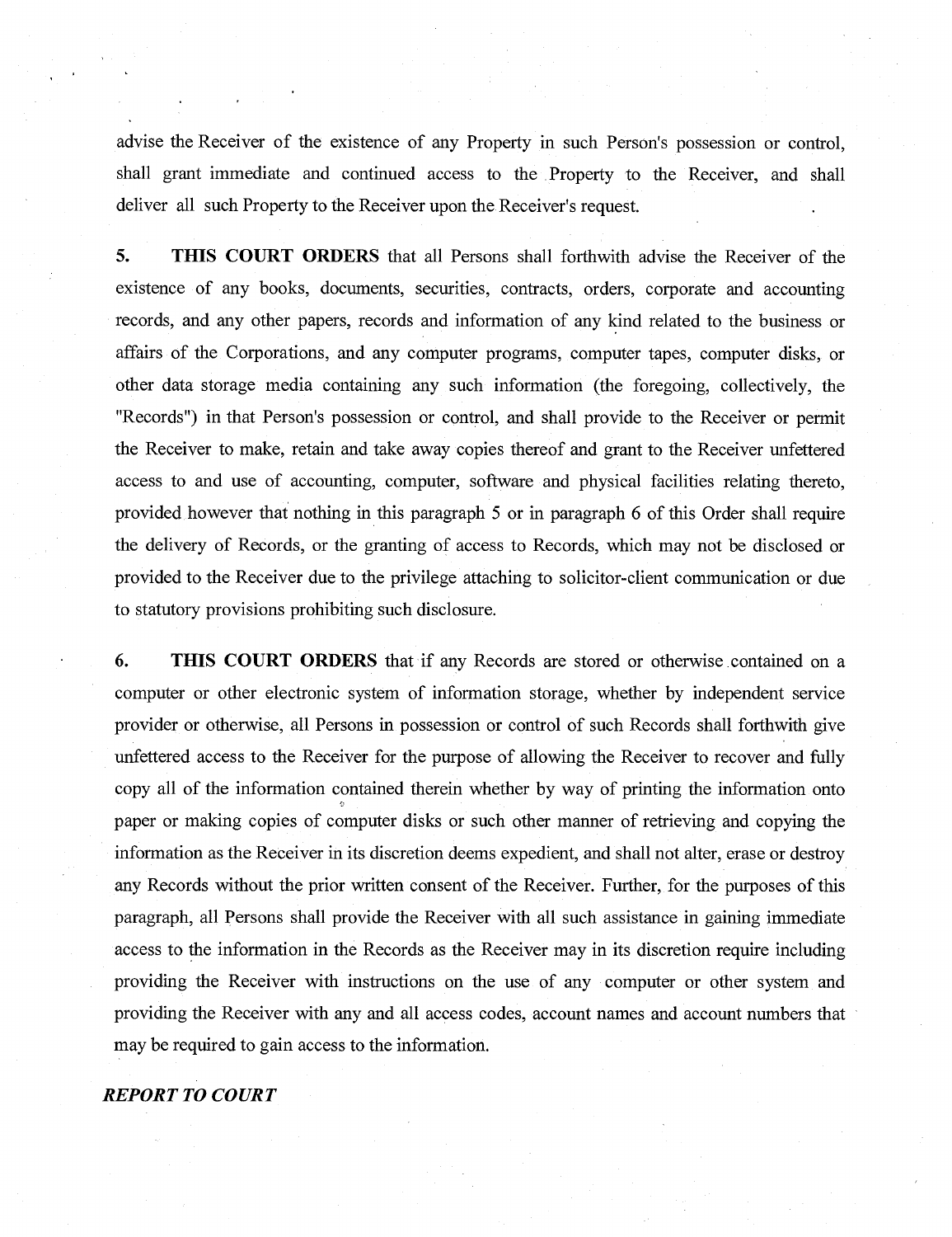advise the Receiver of the existence of any Property in such Person's possession or control, shall grant immediate and continued access to the Property to the Receiver, and shall deliver all such Property to the Receiver upon the Receiver's request.

5. **THIS COURT ORDERS** that all Persons shall forthwith advise the Receiver of the existence of any books, documents, securities, contracts, orders, corporate and accounting records, and any other papers, records and information of any kind related to the business or affairs of the Corporations, and any computer programs, computer tapes, computer disks, or other data storage media containing any such information (the foregoing, collectively, the "Records") in that Person's possession or control, and shall provide to the Receiver or permit the Receiver to make, retain and take away copies thereof and grant to the Receiver unfettered access to and use of accounting, computer, software and physical facilities relating thereto, provided however that nothing in this paragraph 5 or in paragraph 6 of this Order shall require the delivery of Records, or the granting of access to Records, which may not be disclosed or provided to the Receiver due to the privilege attaching to solicitor-client communication or due to statutory provisions prohibiting such disclosure.

6. **THIS COURT ORDERS** that if any Records are stored or otherwise contained on a computer or other electronic system of information storage, whether by independent service provider or otherwise, all Persons in possession or control of such Records shall forthwith give unfettered access to the Receiver for the purpose of allowing the Receiver to recover and fully copy all of the information contained therein whether by way of printing the information onto paper or making copies of computer disks or such other manner of retrieving and copying the information as the Receiver in its discretion deems expedient, and shall not alter, erase or destroy any Records without the prior written consent of the Receiver. Further, for the purposes of this paragraph, all Persons shall provide the Receiver with all such assistance in gaining immediate access to the information in the Records as the Receiver may in its discretion require including providing the Receiver with instructions on the use of any computer or other system and providing the Receiver with any and all access codes, account names and account numbers that may be required to gain access to the information.

***REPORT TO COURT***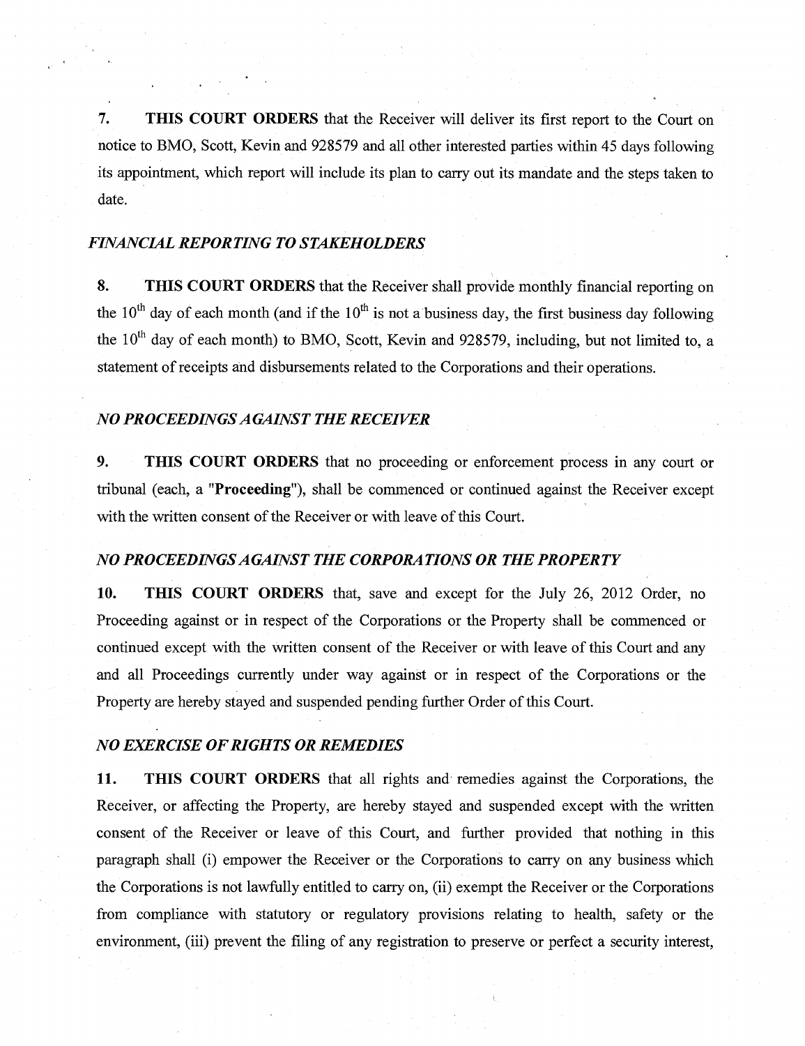7. **THIS COURT ORDERS** that the Receiver will deliver its first report to the Court on notice to BMO, Scott, Kevin and 928579 and all other interested parties within 45 days following its appointment, which report will include its plan to carry out its mandate and the steps taken to date.

### *FINANCIAL REPORTING TO STAKEHOLDERS*

8. **THIS COURT ORDERS** that the Receiver shall provide monthly financial reporting on the 10th day of each month (and if the 10th is not a business day, the first business day following the 10th day of each month) to BMO, Scott, Kevin and 928579, including, but not limited to, a statement of receipts and disbursements related to the Corporations and their operations.

### *NO PROCEEDINGS AGAINST THE RECEIVER*

9. **THIS COURT ORDERS** that no proceeding or enforcement process in any court or tribunal (each, a "**Proceeding**"), shall be commenced or continued against the Receiver except with the written consent of the Receiver or with leave of this Court.

### *NO PROCEEDINGS AGAINST THE CORPORATIONS OR THE PROPERTY*

10. **THIS COURT ORDERS** that, save and except for the July 26, 2012 Order, no Proceeding against or in respect of the Corporations or the Property shall be commenced or continued except with the written consent of the Receiver or with leave of this Court and any and all Proceedings currently under way against or in respect of the Corporations or the Property are hereby stayed and suspended pending further Order of this Court.

### *NO EXERCISE OF RIGHTS OR REMEDIES*

11. **THIS COURT ORDERS** that all rights and remedies against the Corporations, the Receiver, or affecting the Property, are hereby stayed and suspended except with the written consent of the Receiver or leave of this Court, and further provided that nothing in this paragraph shall (i) empower the Receiver or the Corporations to carry on any business which the Corporations is not lawfully entitled to carry on, (ii) exempt the Receiver or the Corporations from compliance with statutory or regulatory provisions relating to health, safety or the environment, (iii) prevent the filing of any registration to preserve or perfect a security interest,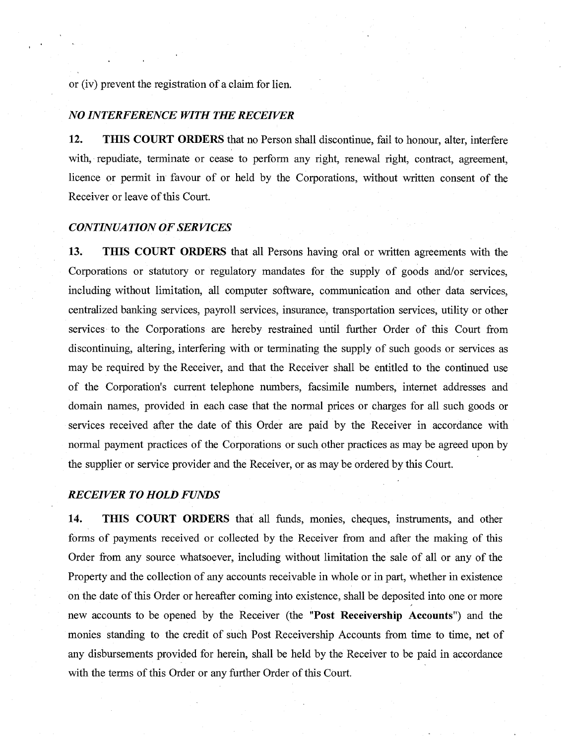or (iv) prevent the registration of a claim for lien.

### *NO INTERFERENCE WITH THE RECEIVER*

**12. THIS COURT ORDERS** that no Person shall discontinue, fail to honour, alter, interfere with, repudiate, terminate or cease to perform any right, renewal right, contract, agreement, licence or permit in favour of or held by the Corporations, without written consent of the Receiver or leave of this Court.

### *CONTINUATION OF SERVICES*

**13. THIS COURT ORDERS** that all Persons having oral or written agreements with the Corporations or statutory or regulatory mandates for the supply of goods and/or services, including without limitation, all computer software, communication and other data services, centralized banking services, payroll services, insurance, transportation services, utility or other services to the Corporations are hereby restrained until further Order of this Court from discontinuing, altering, interfering with or terminating the supply of such goods or services as may be required by the Receiver, and that the Receiver shall be entitled to the continued use of the Corporation's current telephone numbers, facsimile numbers, internet addresses and domain names, provided in each case that the normal prices or charges for all such goods or services received after the date of this Order are paid by the Receiver in accordance with normal payment practices of the Corporations or such other practices as may be agreed upon by the supplier or service provider and the Receiver, or as may be ordered by this Court.

### *RECEIVER TO HOLD FUNDS*

**14. THIS COURT ORDERS** that all funds, monies, cheques, instruments, and other forms of payments received or collected by the Receiver from and after the making of this Order from any source whatsoever, including without limitation the sale of all or any of the Property and the collection of any accounts receivable in whole or in part, whether in existence on the date of this Order or hereafter coming into existence, shall be deposited into one or more new accounts to be opened by the Receiver (the "**Post Receivership Accounts**") and the monies standing to the credit of such Post Receivership Accounts from time to time, net of any disbursements provided for herein, shall be held by the Receiver to be paid in accordance with the terms of this Order or any further Order of this Court.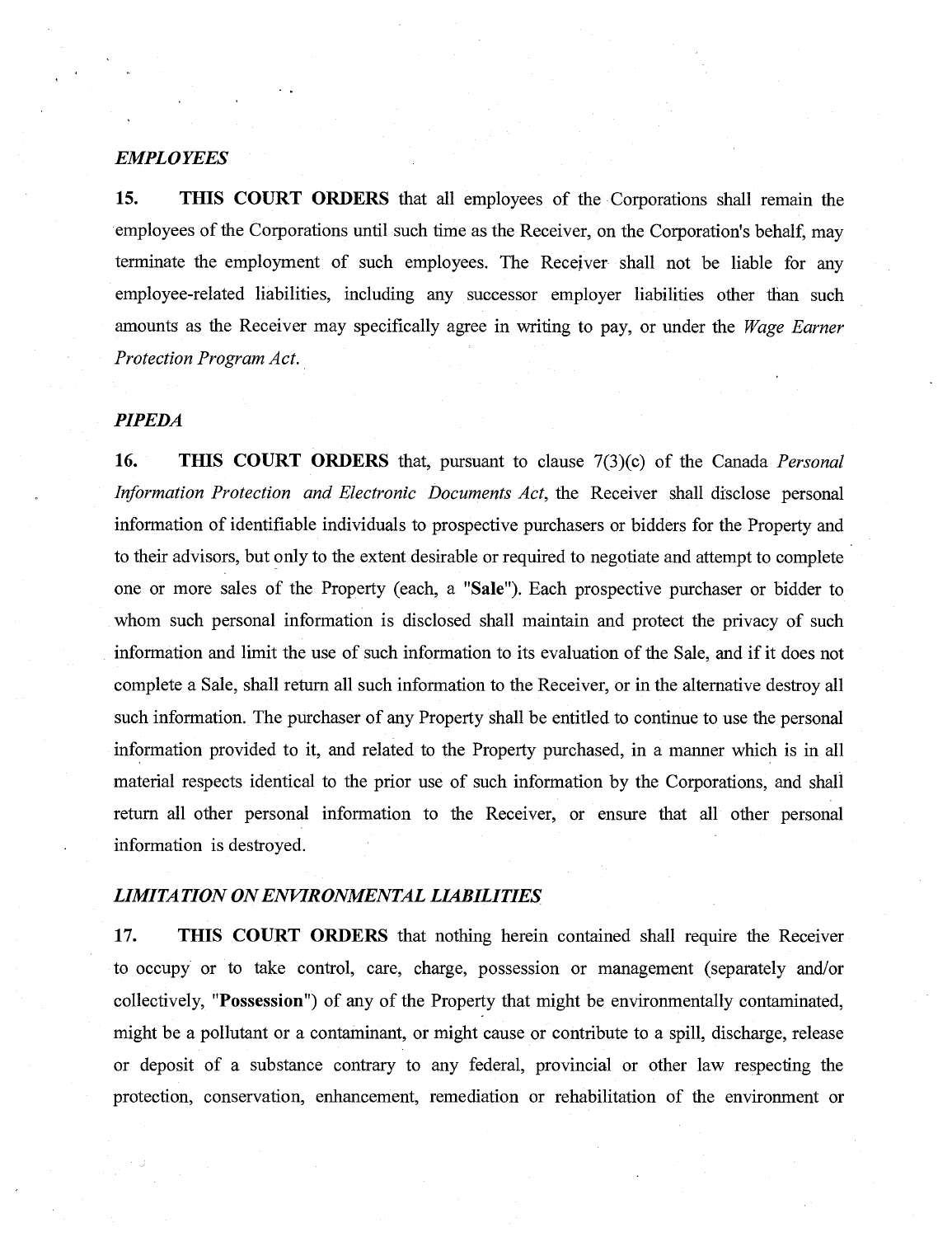### *EMPLOYEES*

**15. THIS COURT ORDERS** that all employees of the Corporations shall remain the employees of the Corporations until such time as the Receiver, on the Corporation's behalf, may terminate the employment of such employees. The Receiver shall not be liable for any employee-related liabilities, including any successor employer liabilities other than such amounts as the Receiver may specifically agree in writing to pay, or under the *Wage Earner Protection Program Act*.

### *PIPEDA*

**16. THIS COURT ORDERS** that, pursuant to clause 7(3)(c) of the Canada *Personal Information Protection and Electronic Documents Act*, the Receiver shall disclose personal information of identifiable individuals to prospective purchasers or bidders for the Property and to their advisors, but only to the extent desirable or required to negotiate and attempt to complete one or more sales of the Property (each, a "**Sale**"). Each prospective purchaser or bidder to whom such personal information is disclosed shall maintain and protect the privacy of such information and limit the use of such information to its evaluation of the Sale, and if it does not complete a Sale, shall return all such information to the Receiver, or in the alternative destroy all such information. The purchaser of any Property shall be entitled to continue to use the personal information provided to it, and related to the Property purchased, in a manner which is in all material respects identical to the prior use of such information by the Corporations, and shall return all other personal information to the Receiver, or ensure that all other personal information is destroyed.

### *LIMITATION ON ENVIRONMENTAL LIABILITIES*

**17. THIS COURT ORDERS** that nothing herein contained shall require the Receiver to occupy or to take control, care, charge, possession or management (separately and/or collectively, "**Possession**") of any of the Property that might be environmentally contaminated, might be a pollutant or a contaminant, or might cause or contribute to a spill, discharge, release or deposit of a substance contrary to any federal, provincial or other law respecting the protection, conservation, enhancement, remediation or rehabilitation of the environment or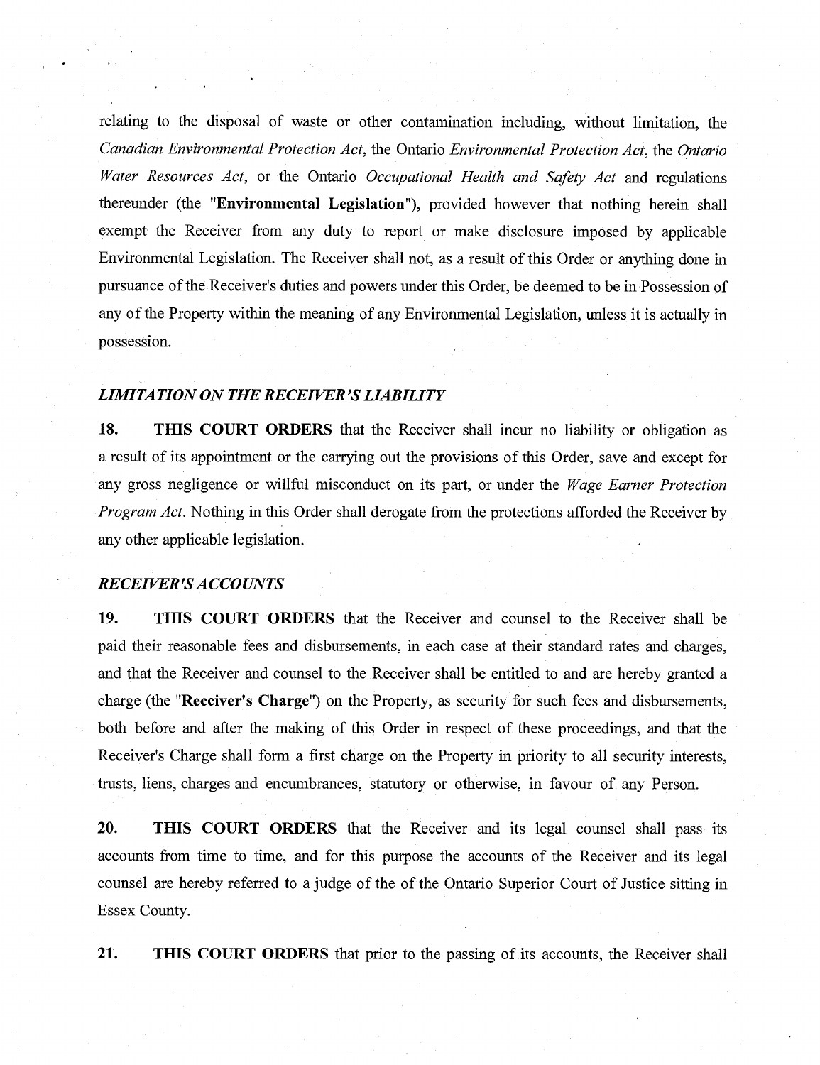relating to the disposal of waste or other contamination including, without limitation, the *Canadian Environmental Protection Act*, the Ontario *Environmental Protection Act*, the *Ontario Water Resources Act*, or the Ontario *Occupational Health and Safety Act* and regulations thereunder (the "**Environmental Legislation**"), provided however that nothing herein shall exempt the Receiver from any duty to report or make disclosure imposed by applicable Environmental Legislation. The Receiver shall not, as a result of this Order or anything done in pursuance of the Receiver's duties and powers under this Order, be deemed to be in Possession of any of the Property within the meaning of any Environmental Legislation, unless it is actually in possession.

### *LIMITATION ON THE RECEIVER'S LIABILITY*

**18. THIS COURT ORDERS** that the Receiver shall incur no liability or obligation as a result of its appointment or the carrying out the provisions of this Order, save and except for any gross negligence or willful misconduct on its part, or under the *Wage Earner Protection Program Act*. Nothing in this Order shall derogate from the protections afforded the Receiver by any other applicable legislation.

### *RECEIVER'S ACCOUNTS*

**19. THIS COURT ORDERS** that the Receiver and counsel to the Receiver shall be paid their reasonable fees and disbursements, in each case at their standard rates and charges, and that the Receiver and counsel to the Receiver shall be entitled to and are hereby granted a charge (the "**Receiver's Charge**") on the Property, as security for such fees and disbursements, both before and after the making of this Order in respect of these proceedings, and that the Receiver's Charge shall form a first charge on the Property in priority to all security interests, trusts, liens, charges and encumbrances, statutory or otherwise, in favour of any Person.

**20. THIS COURT ORDERS** that the Receiver and its legal counsel shall pass its accounts from time to time, and for this purpose the accounts of the Receiver and its legal counsel are hereby referred to a judge of the of the Ontario Superior Court of Justice sitting in Essex County.

**21. THIS COURT ORDERS** that prior to the passing of its accounts, the Receiver shall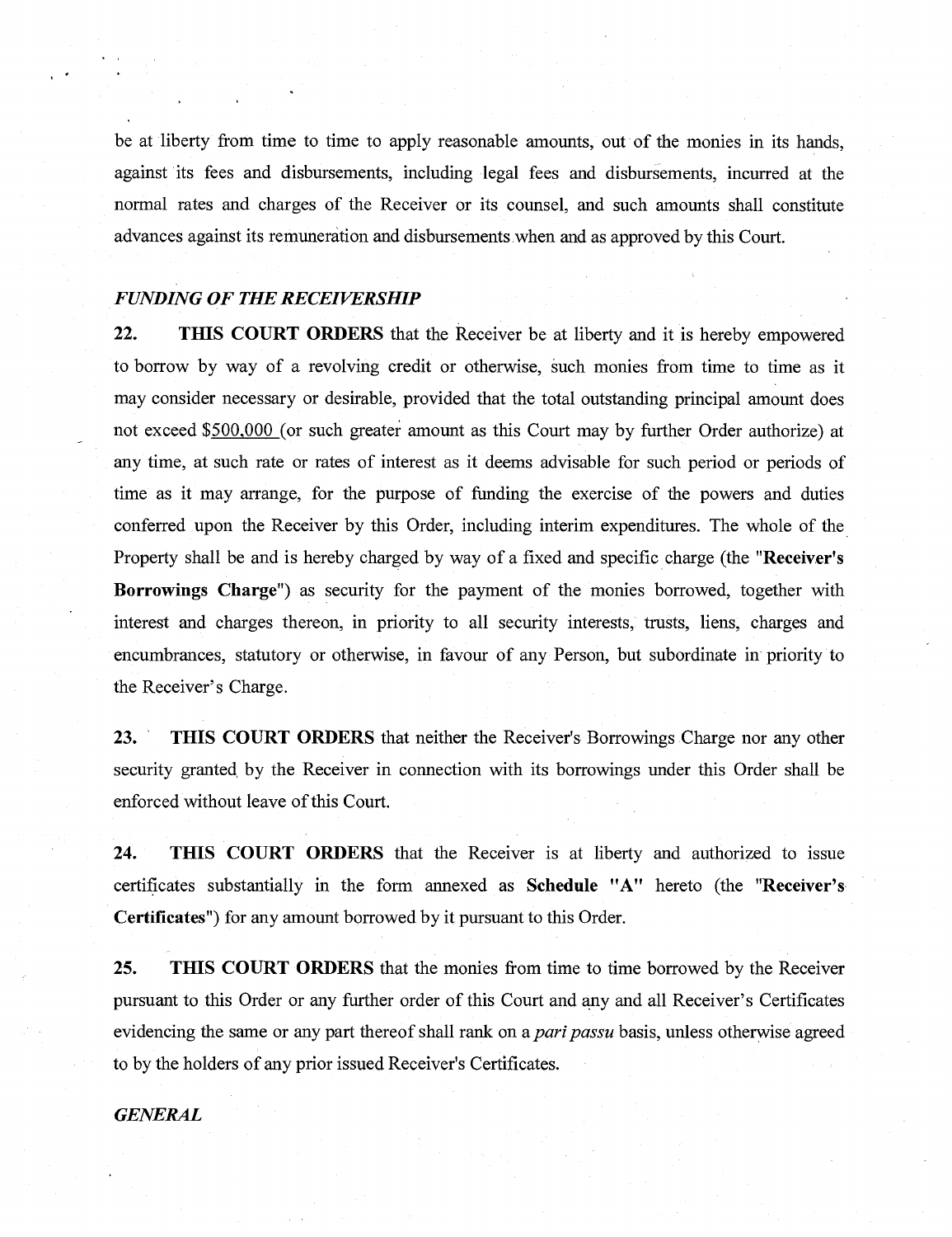be at liberty from time to time to apply reasonable amounts, out of the monies in its hands, against its fees and disbursements, including legal fees and disbursements, incurred at the normal rates and charges of the Receiver or its counsel, and such amounts shall constitute advances against its remuneration and disbursements when and as approved by this Court.

### *FUNDING OF THE RECEIVERSHIP*

22. **THIS COURT ORDERS** that the Receiver be at liberty and it is hereby empowered to borrow by way of a revolving credit or otherwise, such monies from time to time as it may consider necessary or desirable, provided that the total outstanding principal amount does not exceed $500,000 (or such greater amount as this Court may by further Order authorize) at any time, at such rate or rates of interest as it deems advisable for such period or periods of time as it may arrange, for the purpose of funding the exercise of the powers and duties conferred upon the Receiver by this Order, including interim expenditures. The whole of the Property shall be and is hereby charged by way of a fixed and specific charge (the "**Receiver's Borrowings Charge**") as security for the payment of the monies borrowed, together with interest and charges thereon, in priority to all security interests, trusts, liens, charges and encumbrances, statutory or otherwise, in favour of any Person, but subordinate in priority to the Receiver's Charge.

23. **THIS COURT ORDERS** that neither the Receiver's Borrowings Charge nor any other security granted by the Receiver in connection with its borrowings under this Order shall be enforced without leave of this Court.

24. **THIS COURT ORDERS** that the Receiver is at liberty and authorized to issue certificates substantially in the form annexed as **Schedule "A"** hereto (the "**Receiver's Certificates**") for any amount borrowed by it pursuant to this Order.

25. **THIS COURT ORDERS** that the monies from time to time borrowed by the Receiver pursuant to this Order or any further order of this Court and any and all Receiver's Certificates evidencing the same or any part thereof shall rank on a *pari passu* basis, unless otherwise agreed to by the holders of any prior issued Receiver's Certificates.

### *GENERAL*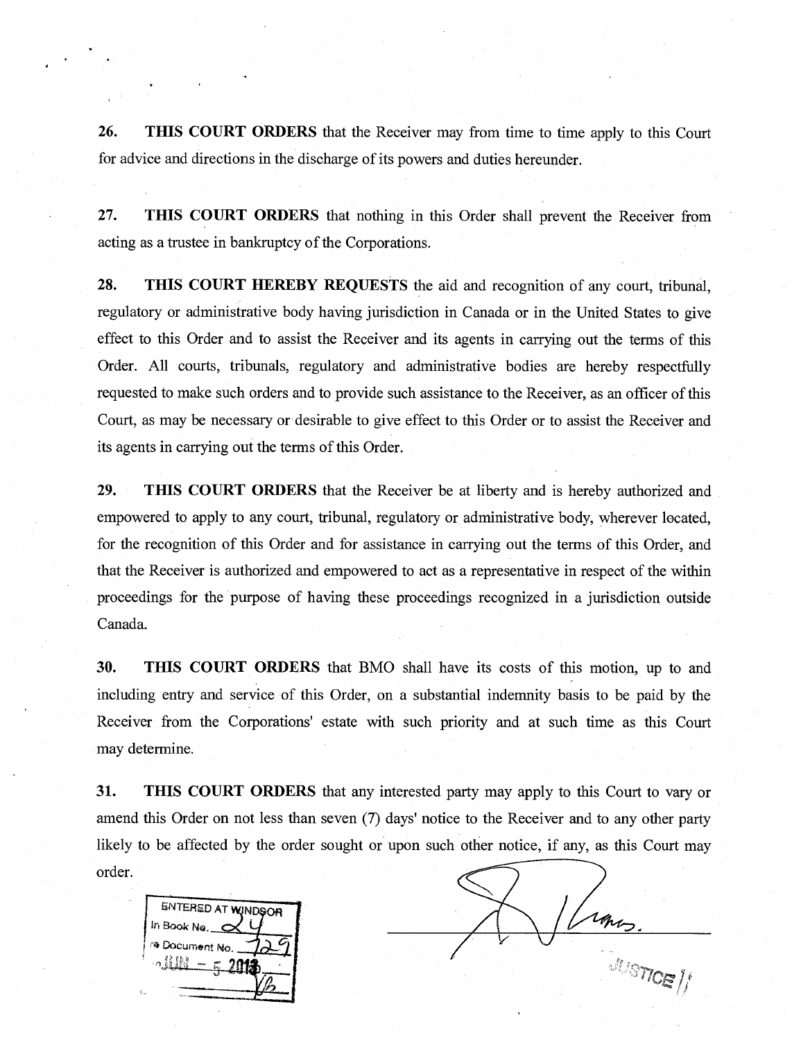**26.** **THIS COURT ORDERS** that the Receiver may from time to time apply to this Court for advice and directions in the discharge of its powers and duties hereunder.

**27.** **THIS COURT ORDERS** that nothing in this Order shall prevent the Receiver from acting as a trustee in bankruptcy of the Corporations.

**28.** **THIS COURT HEREBY REQUESTS** the aid and recognition of any court, tribunal, regulatory or administrative body having jurisdiction in Canada or in the United States to give effect to this Order and to assist the Receiver and its agents in carrying out the terms of this Order. All courts, tribunals, regulatory and administrative bodies are hereby respectfully requested to make such orders and to provide such assistance to the Receiver, as an officer of this Court, as may be necessary or desirable to give effect to this Order or to assist the Receiver and its agents in carrying out the terms of this Order.

**29.** **THIS COURT ORDERS** that the Receiver be at liberty and is hereby authorized and empowered to apply to any court, tribunal, regulatory or administrative body, wherever located, for the recognition of this Order and for assistance in carrying out the terms of this Order, and that the Receiver is authorized and empowered to act as a representative in respect of the within proceedings for the purpose of having these proceedings recognized in a jurisdiction outside Canada.

**30.** **THIS COURT ORDERS** that BMO shall have its costs of this motion, up to and including entry and service of this Order, on a substantial indemnity basis to be paid by the Receiver from the Corporations' estate with such priority and at such time as this Court may determine.

**31.** **THIS COURT ORDERS** that any interested party may apply to this Court to vary or amend this Order on not less than seven (7) days' notice to the Receiver and to any other party likely to be affected by the order sought or upon such other notice, if any, as this Court may order.

ENTERED AT WINDSOR
In Book No. 24
as Document No. 129
JUN - 5 2013

JUSTICE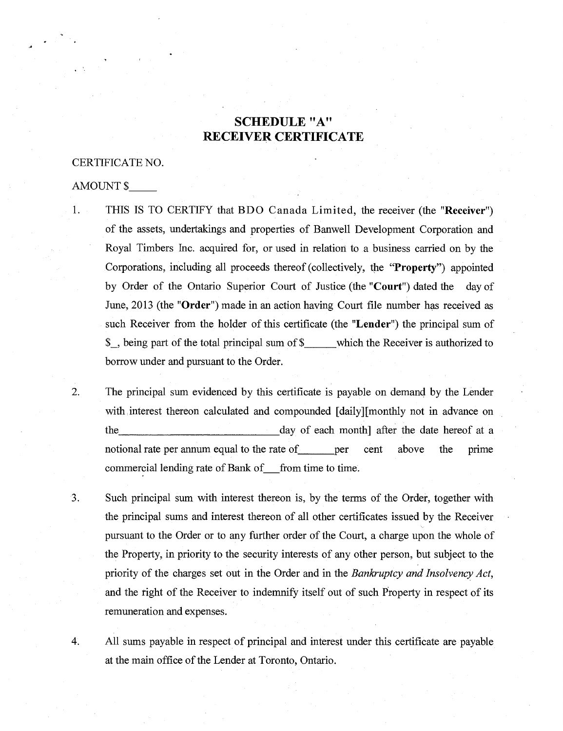# SCHEDULE "A"
# RECEIVER CERTIFICATE

CERTIFICATE NO.

AMOUNT $_____

1. THIS IS TO CERTIFY that BDO Canada Limited, the receiver (the "**Receiver**") of the assets, undertakings and properties of Banwell Development Corporation and Royal Timbers Inc. acquired for, or used in relation to a business carried on by the Corporations, including all proceeds thereof (collectively, the "**Property**") appointed by Order of the Ontario Superior Court of Justice (the "**Court**") dated the day of June, 2013 (the "**Order**") made in an action having Court file number has received as such Receiver from the holder of this certificate (the "**Lender**") the principal sum of $_, being part of the total principal sum of $______which the Receiver is authorized to borrow under and pursuant to the Order.

2. The principal sum evidenced by this certificate is payable on demand by the Lender with interest thereon calculated and compounded [daily][monthly not in advance on the______________________________day of each month] after the date hereof at a notional rate per annum equal to the rate of_______per cent above the prime commercial lending rate of Bank of___from time to time.

3. Such principal sum with interest thereon is, by the terms of the Order, together with the principal sums and interest thereon of all other certificates issued by the Receiver pursuant to the Order or to any further order of the Court, a charge upon the whole of the Property, in priority to the security interests of any other person, but subject to the priority of the charges set out in the Order and in the *Bankruptcy and Insolvency Act*, and the right of the Receiver to indemnify itself out of such Property in respect of its remuneration and expenses.

4. All sums payable in respect of principal and interest under this certificate are payable at the main office of the Lender at Toronto, Ontario.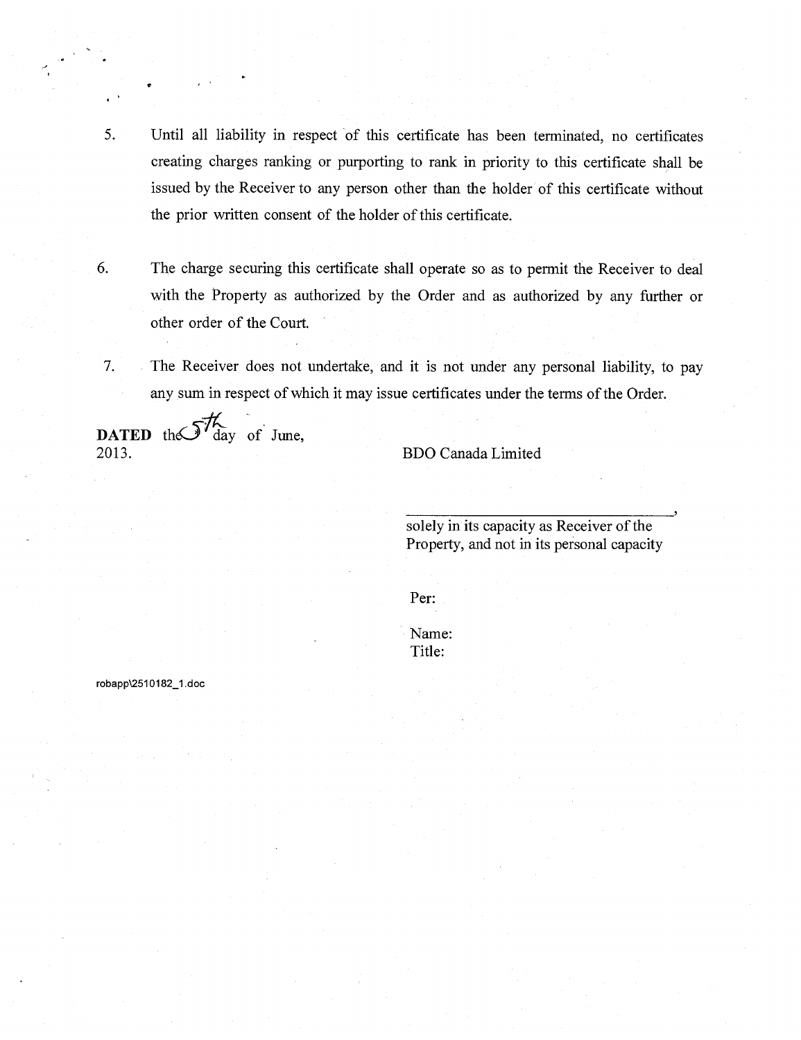5. Until all liability in respect of this certificate has been terminated, no certificates creating charges ranking or purporting to rank in priority to this certificate shall be issued by the Receiver to any person other than the holder of this certificate without the prior written consent of the holder of this certificate.

6. The charge securing this certificate shall operate so as to permit the Receiver to deal with the Property as authorized by the Order and as authorized by any further or other order of the Court.

7. The Receiver does not undertake, and it is not under any personal liability, to pay any sum in respect of which it may issue certificates under the terms of the Order.

**DATED** the 5th day of June, 2013.

BDO Canada Limited

\_\_\_\_\_\_\_\_\_\_\_\_\_\_\_\_\_\_\_\_\_\_\_\_\_\_\_\_\_\_\_\_,
solely in its capacity as Receiver of the Property, and not in its personal capacity

Per:

Name:
Title:

robapp\2510182_1.doc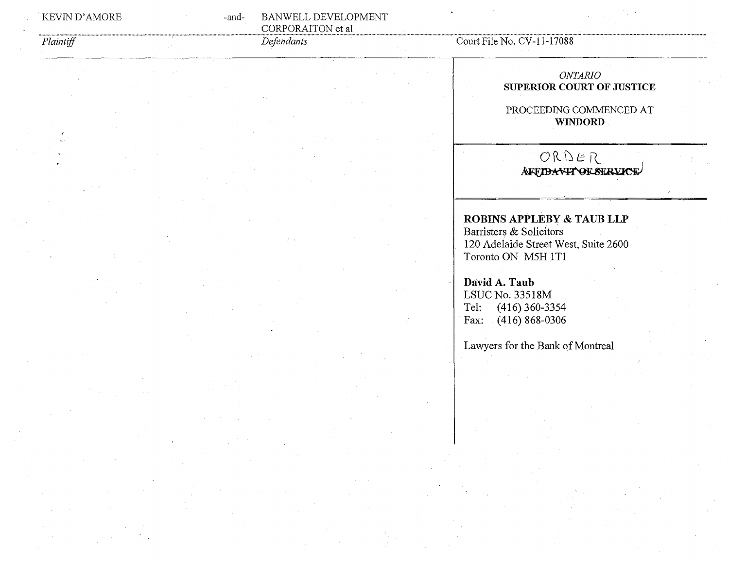KEVIN D'AMORE -and- BANWELL DEVELOPMENT CORPORAITON et al

*Plaintiff* *Defendants*

Court File No. CV-11-17088

*ONTARIO*

**SUPERIOR COURT OF JUSTICE**

PROCEEDING COMMENCED AT

**WINDORD**

ORDER

~~**AFFIDAVIT OF SERVICE**~~

**ROBINS APPLEBY & TAUB LLP**

Barristers & Solicitors

120 Adelaide Street West, Suite 2600

Toronto ON M5H 1T1

**David A. Taub**

LSUC No. 33518M

Tel: (416) 360-3354

Fax: (416) 868-0306

Lawyers for the Bank of Montreal